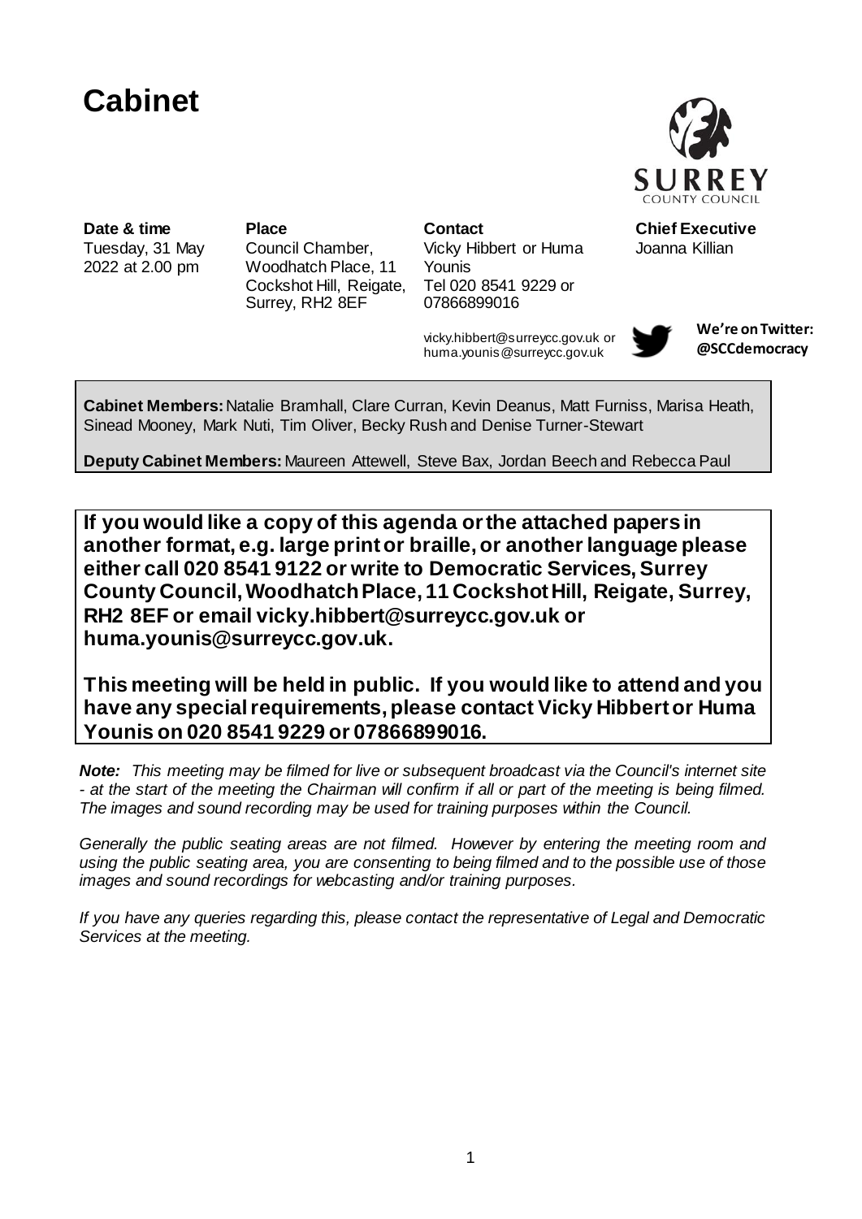# Cabinet

| **Date & time** | **Place** | **Contact** | **Chief Executive** |
|---|---|---|---|
| Tuesday, 31 May 2022 at 2.00 pm | Council Chamber, Woodhatch Place, 11 Cockshot Hill, Reigate, Surrey, RH2 8EF | Vicky Hibbert or Huma Younis Tel 020 8541 9229 or 07866899016 | Joanna Killian |

vicky.hibbert@surreycc.gov.uk or huma.younis@surreycc.gov.uk

**We're on Twitter: @SCCdemocracy**

**Cabinet Members:** Natalie Bramhall, Clare Curran, Kevin Deanus, Matt Furniss, Marisa Heath, Sinead Mooney, Mark Nuti, Tim Oliver, Becky Rush and Denise Turner-Stewart

**Deputy Cabinet Members:** Maureen Attewell, Steve Bax, Jordan Beech and Rebecca Paul

**If you would like a copy of this agenda or the attached papers in another format, e.g. large print or braille, or another language please either call 020 8541 9122 or write to Democratic Services, Surrey County Council, Woodhatch Place, 11 Cockshot Hill, Reigate, Surrey, RH2 8EF or email vicky.hibbert@surreycc.gov.uk or huma.younis@surreycc.gov.uk.**

**This meeting will be held in public. If you would like to attend and you have any special requirements, please contact Vicky Hibbert or Huma Younis on 020 8541 9229 or 07866899016.**

***Note:*** *This meeting may be filmed for live or subsequent broadcast via the Council's internet site - at the start of the meeting the Chairman will confirm if all or part of the meeting is being filmed. The images and sound recording may be used for training purposes within the Council.*

*Generally the public seating areas are not filmed. However by entering the meeting room and using the public seating area, you are consenting to being filmed and to the possible use of those images and sound recordings for webcasting and/or training purposes.*

*If you have any queries regarding this, please contact the representative of Legal and Democratic Services at the meeting.*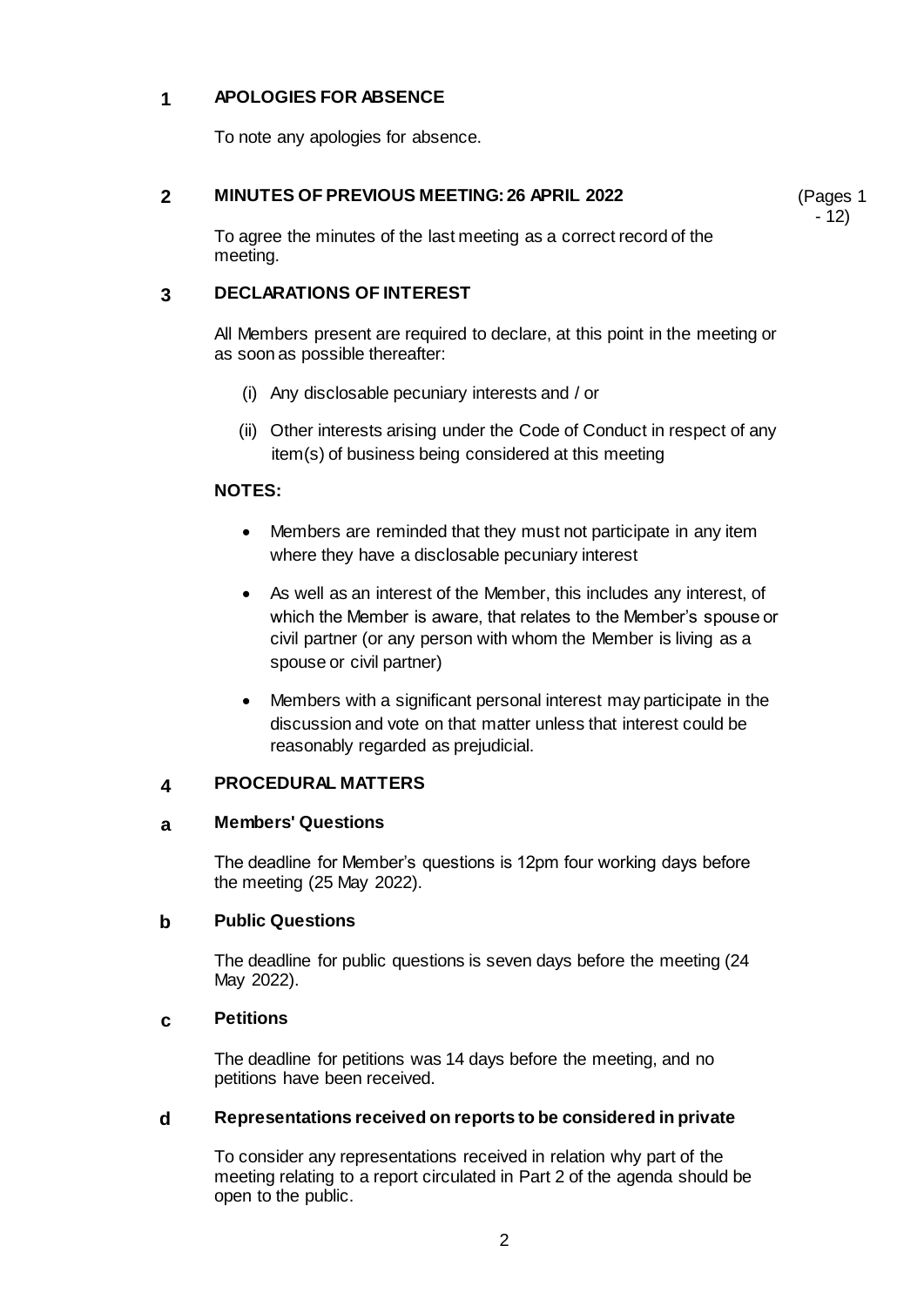## 1 APOLOGIES FOR ABSENCE

To note any apologies for absence.

## 2 MINUTES OF PREVIOUS MEETING: 26 APRIL 2022

(Pages 1 - 12)

To agree the minutes of the last meeting as a correct record of the meeting.

## 3 DECLARATIONS OF INTEREST

All Members present are required to declare, at this point in the meeting or as soon as possible thereafter:

(i) Any disclosable pecuniary interests and / or

(ii) Other interests arising under the Code of Conduct in respect of any item(s) of business being considered at this meeting

**NOTES:**

- Members are reminded that they must not participate in any item where they have a disclosable pecuniary interest
- As well as an interest of the Member, this includes any interest, of which the Member is aware, that relates to the Member's spouse or civil partner (or any person with whom the Member is living as a spouse or civil partner)
- Members with a significant personal interest may participate in the discussion and vote on that matter unless that interest could be reasonably regarded as prejudicial.

## 4 PROCEDURAL MATTERS

### a Members' Questions

The deadline for Member's questions is 12pm four working days before the meeting (25 May 2022).

### b Public Questions

The deadline for public questions is seven days before the meeting (24 May 2022).

### c Petitions

The deadline for petitions was 14 days before the meeting, and no petitions have been received.

### d Representations received on reports to be considered in private

To consider any representations received in relation why part of the meeting relating to a report circulated in Part 2 of the agenda should be open to the public.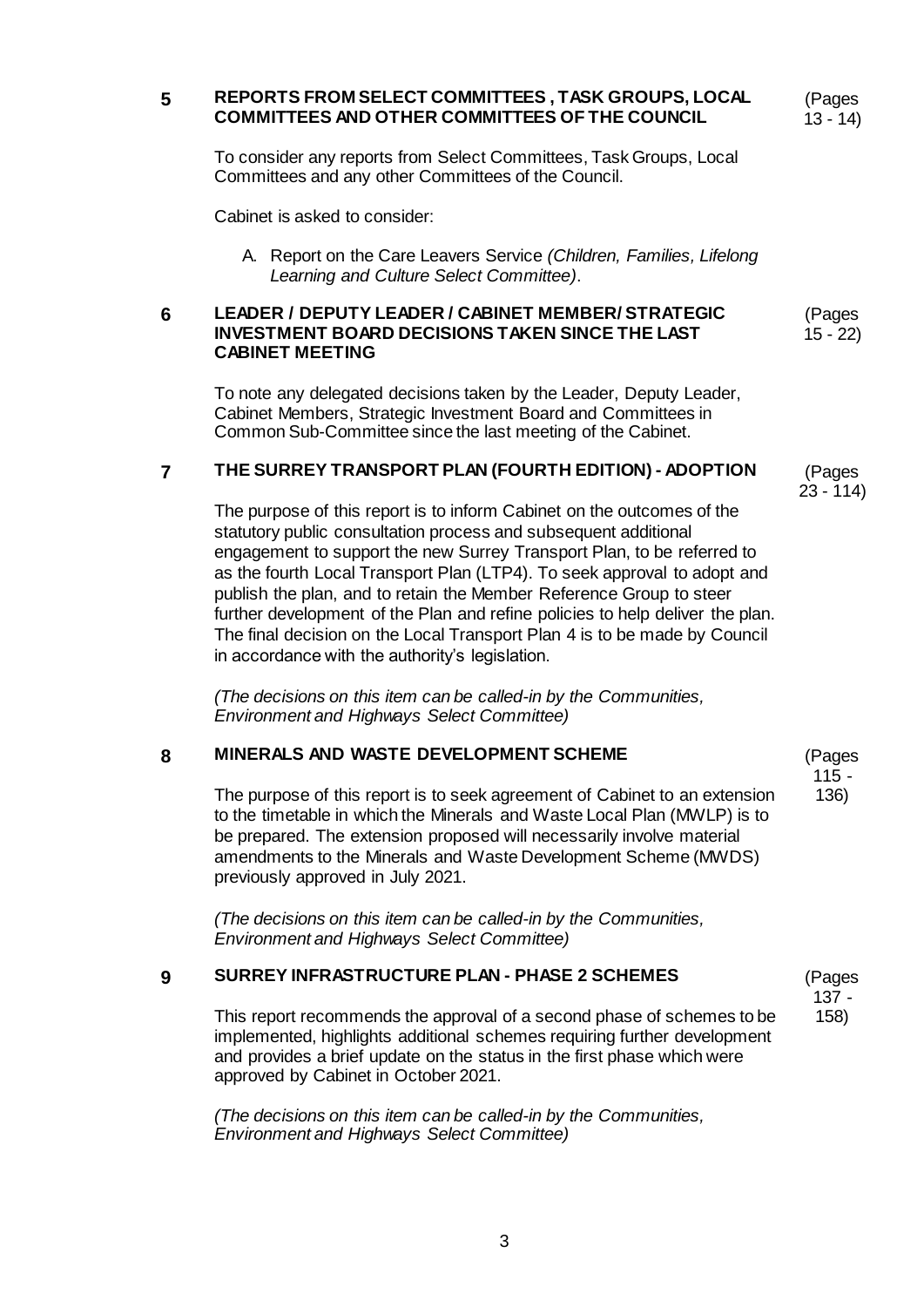## 5 REPORTS FROM SELECT COMMITTEES , TASK GROUPS, LOCAL COMMITTEES AND OTHER COMMITTEES OF THE COUNCIL

(Pages 13 - 14)

To consider any reports from Select Committees, Task Groups, Local Committees and any other Committees of the Council.

Cabinet is asked to consider:

A. Report on the Care Leavers Service *(Children, Families, Lifelong Learning and Culture Select Committee)*.

## 6 LEADER / DEPUTY LEADER / CABINET MEMBER/ STRATEGIC INVESTMENT BOARD DECISIONS TAKEN SINCE THE LAST CABINET MEETING

(Pages 15 - 22)

To note any delegated decisions taken by the Leader, Deputy Leader, Cabinet Members, Strategic Investment Board and Committees in Common Sub-Committee since the last meeting of the Cabinet.

## 7 THE SURREY TRANSPORT PLAN (FOURTH EDITION) - ADOPTION

(Pages 23 - 114)

The purpose of this report is to inform Cabinet on the outcomes of the statutory public consultation process and subsequent additional engagement to support the new Surrey Transport Plan, to be referred to as the fourth Local Transport Plan (LTP4). To seek approval to adopt and publish the plan, and to retain the Member Reference Group to steer further development of the Plan and refine policies to help deliver the plan. The final decision on the Local Transport Plan 4 is to be made by Council in accordance with the authority's legislation.

*(The decisions on this item can be called-in by the Communities, Environment and Highways Select Committee)*

## 8 MINERALS AND WASTE DEVELOPMENT SCHEME

(Pages 115 - 136)

The purpose of this report is to seek agreement of Cabinet to an extension to the timetable in which the Minerals and Waste Local Plan (MWLP) is to be prepared. The extension proposed will necessarily involve material amendments to the Minerals and Waste Development Scheme (MWDS) previously approved in July 2021.

*(The decisions on this item can be called-in by the Communities, Environment and Highways Select Committee)*

## 9 SURREY INFRASTRUCTURE PLAN - PHASE 2 SCHEMES

(Pages 137 - 158)

This report recommends the approval of a second phase of schemes to be implemented, highlights additional schemes requiring further development and provides a brief update on the status in the first phase which were approved by Cabinet in October 2021.

*(The decisions on this item can be called-in by the Communities, Environment and Highways Select Committee)*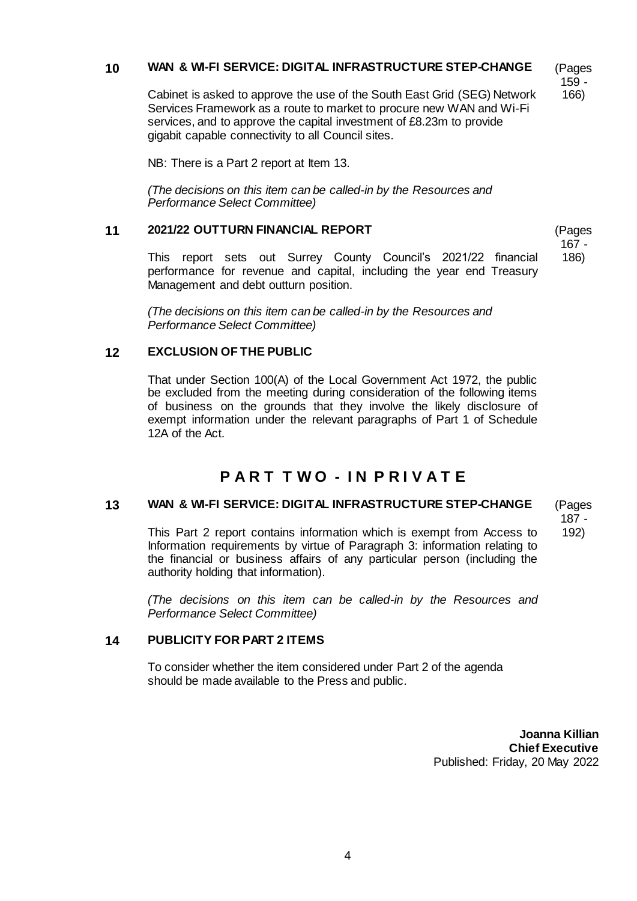## 10 WAN & WI-FI SERVICE: DIGITAL INFRASTRUCTURE STEP-CHANGE

(Pages 159 - 166)

Cabinet is asked to approve the use of the South East Grid (SEG) Network Services Framework as a route to market to procure new WAN and Wi-Fi services, and to approve the capital investment of £8.23m to provide gigabit capable connectivity to all Council sites.

NB: There is a Part 2 report at Item 13.

*(The decisions on this item can be called-in by the Resources and Performance Select Committee)*

## 11 2021/22 OUTTURN FINANCIAL REPORT

(Pages 167 - 186)

This report sets out Surrey County Council's 2021/22 financial performance for revenue and capital, including the year end Treasury Management and debt outturn position.

*(The decisions on this item can be called-in by the Resources and Performance Select Committee)*

## 12 EXCLUSION OF THE PUBLIC

That under Section 100(A) of the Local Government Act 1972, the public be excluded from the meeting during consideration of the following items of business on the grounds that they involve the likely disclosure of exempt information under the relevant paragraphs of Part 1 of Schedule 12A of the Act.

# P A R T  T W O - I N  P R I V A T E

## 13 WAN & WI-FI SERVICE: DIGITAL INFRASTRUCTURE STEP-CHANGE

(Pages 187 - 192)

This Part 2 report contains information which is exempt from Access to Information requirements by virtue of Paragraph 3: information relating to the financial or business affairs of any particular person (including the authority holding that information).

*(The decisions on this item can be called-in by the Resources and Performance Select Committee)*

## 14 PUBLICITY FOR PART 2 ITEMS

To consider whether the item considered under Part 2 of the agenda should be made available to the Press and public.

**Joanna Killian**
**Chief Executive**
Published: Friday, 20 May 2022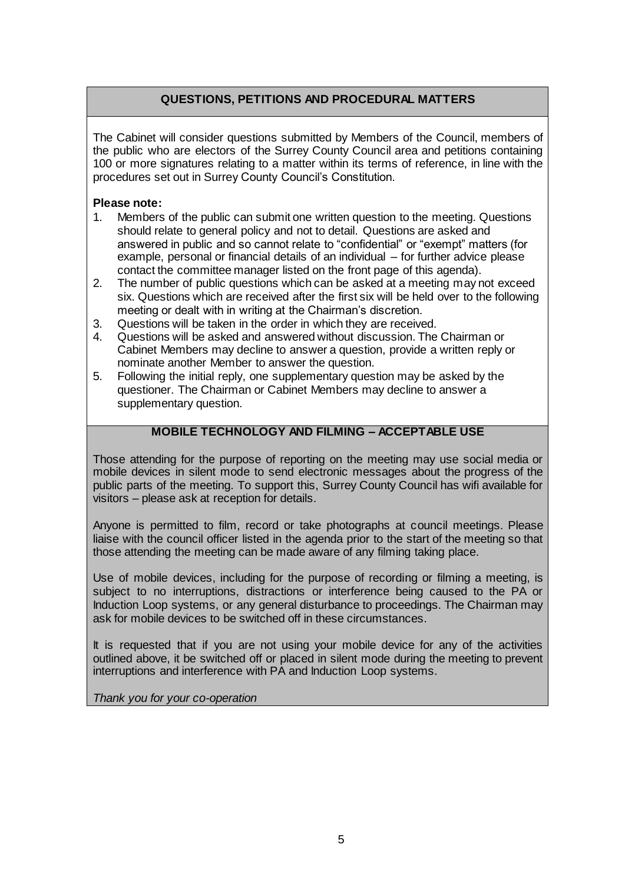## QUESTIONS, PETITIONS AND PROCEDURAL MATTERS

The Cabinet will consider questions submitted by Members of the Council, members of the public who are electors of the Surrey County Council area and petitions containing 100 or more signatures relating to a matter within its terms of reference, in line with the procedures set out in Surrey County Council's Constitution.

**Please note:**

1. Members of the public can submit one written question to the meeting. Questions should relate to general policy and not to detail. Questions are asked and answered in public and so cannot relate to "confidential" or "exempt" matters (for example, personal or financial details of an individual – for further advice please contact the committee manager listed on the front page of this agenda).
2. The number of public questions which can be asked at a meeting may not exceed six. Questions which are received after the first six will be held over to the following meeting or dealt with in writing at the Chairman's discretion.
3. Questions will be taken in the order in which they are received.
4. Questions will be asked and answered without discussion. The Chairman or Cabinet Members may decline to answer a question, provide a written reply or nominate another Member to answer the question.
5. Following the initial reply, one supplementary question may be asked by the questioner. The Chairman or Cabinet Members may decline to answer a supplementary question.

## MOBILE TECHNOLOGY AND FILMING – ACCEPTABLE USE

Those attending for the purpose of reporting on the meeting may use social media or mobile devices in silent mode to send electronic messages about the progress of the public parts of the meeting. To support this, Surrey County Council has wifi available for visitors – please ask at reception for details.

Anyone is permitted to film, record or take photographs at council meetings. Please liaise with the council officer listed in the agenda prior to the start of the meeting so that those attending the meeting can be made aware of any filming taking place.

Use of mobile devices, including for the purpose of recording or filming a meeting, is subject to no interruptions, distractions or interference being caused to the PA or Induction Loop systems, or any general disturbance to proceedings. The Chairman may ask for mobile devices to be switched off in these circumstances.

It is requested that if you are not using your mobile device for any of the activities outlined above, it be switched off or placed in silent mode during the meeting to prevent interruptions and interference with PA and Induction Loop systems.

*Thank you for your co-operation*